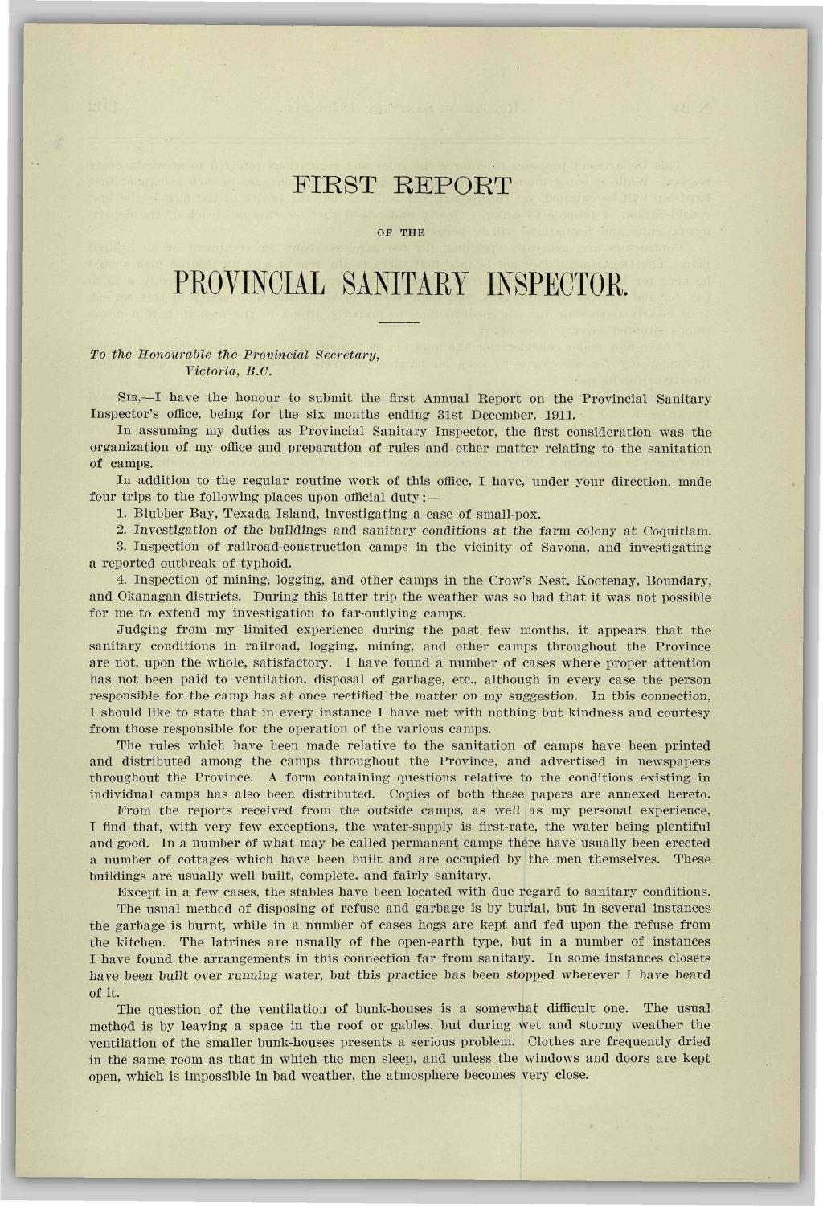# FIRST REPORT

OF THE

# PROVINCIAL SANITARY INSPECTOR.

*To the Honourable the Provincial Secretary,*
*Victoria, B.C.*

SIR,—I have the honour to submit the first Annual Report on the Provincial Sanitary Inspector's office, being for the six months ending 31st December, 1911.

In assuming my duties as Provincial Sanitary Inspector, the first consideration was the organization of my office and preparation of rules and other matter relating to the sanitation of camps.

In addition to the regular routine work of this office, I have, under your direction, made four trips to the following places upon official duty:—

1. Blubber Bay, Texada Island, investigating a case of small-pox.
2. Investigation of the buildings and sanitary conditions at the farm colony at Coquitlam.
3. Inspection of railroad-construction camps in the vicinity of Savona, and investigating a reported outbreak of typhoid.
4. Inspection of mining, logging, and other camps in the Crow's Nest, Kootenay, Boundary, and Okanagan districts. During this latter trip the weather was so bad that it was not possible for me to extend my investigation to far-outlying camps.

Judging from my limited experience during the past few months, it appears that the sanitary conditions in railroad, logging, mining, and other camps throughout the Province are not, upon the whole, satisfactory. I have found a number of cases where proper attention has not been paid to ventilation, disposal of garbage, etc., although in every case the person responsible for the camp has at once rectified the matter on my suggestion. In this connection, I should like to state that in every instance I have met with nothing but kindness and courtesy from those responsible for the operation of the various camps.

The rules which have been made relative to the sanitation of camps have been printed and distributed among the camps throughout the Province, and advertised in newspapers throughout the Province. A form containing questions relative to the conditions existing in individual camps has also been distributed. Copies of both these papers are annexed hereto.

From the reports received from the outside camps, as well as my personal experience, I find that, with very few exceptions, the water-supply is first-rate, the water being plentiful and good. In a number of what may be called permanent camps there have usually been erected a number of cottages which have been built and are occupied by the men themselves. These buildings are usually well built, complete, and fairly sanitary.

Except in a few cases, the stables have been located with due regard to sanitary conditions.

The usual method of disposing of refuse and garbage is by burial, but in several instances the garbage is burnt, while in a number of cases hogs are kept and fed upon the refuse from the kitchen. The latrines are usually of the open-earth type, but in a number of instances I have found the arrangements in this connection far from sanitary. In some instances closets have been built over running water, but this practice has been stopped wherever I have heard of it.

The question of the ventilation of bunk-houses is a somewhat difficult one. The usual method is by leaving a space in the roof or gables, but during wet and stormy weather the ventilation of the smaller bunk-houses presents a serious problem. Clothes are frequently dried in the same room as that in which the men sleep, and unless the windows and doors are kept open, which is impossible in bad weather, the atmosphere becomes very close.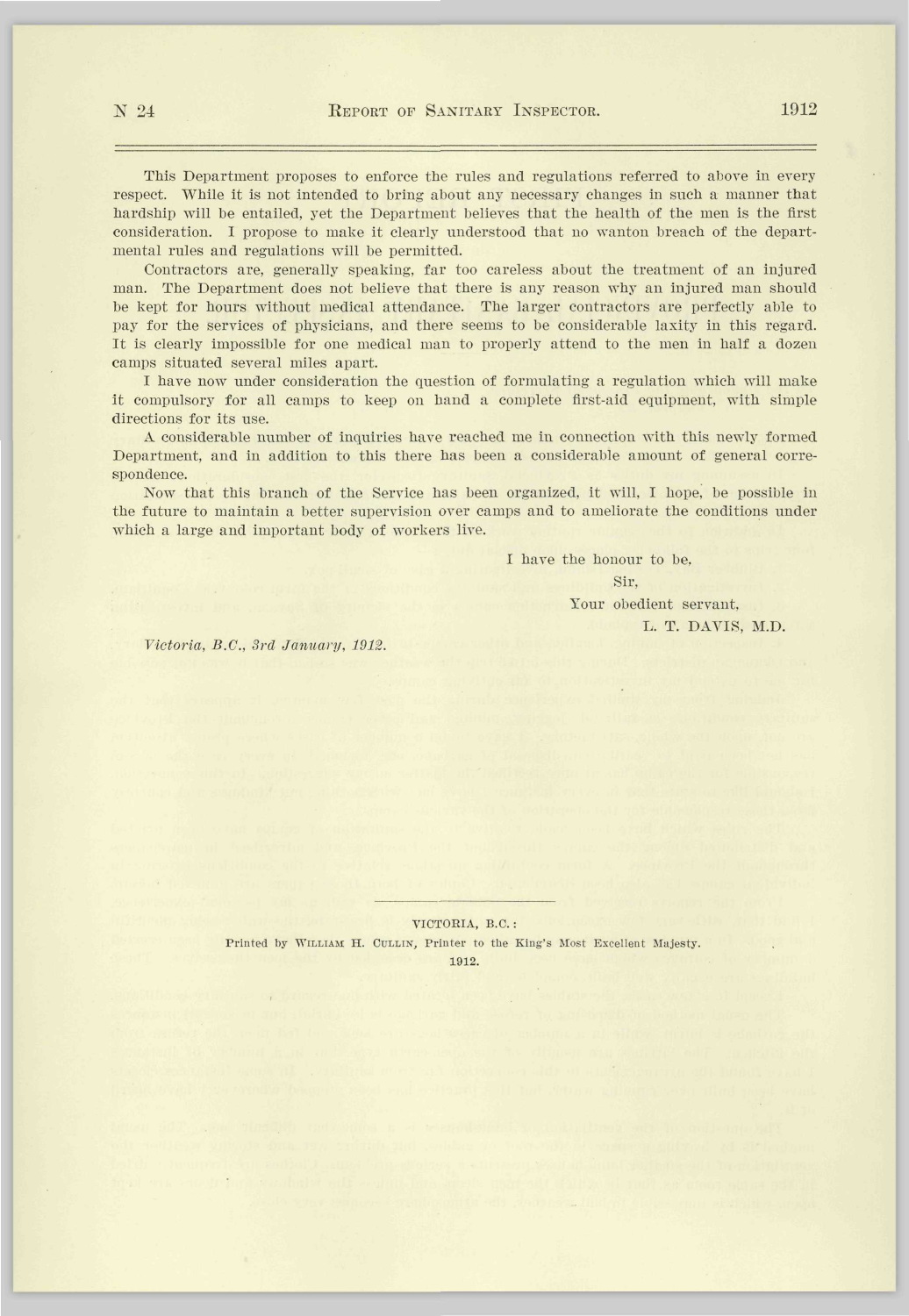This Department proposes to enforce the rules and regulations referred to above in every respect. While it is not intended to bring about any necessary changes in such a manner that hardship will be entailed, yet the Department believes that the health of the men is the first consideration. I propose to make it clearly understood that no wanton breach of the departmental rules and regulations will be permitted.

Contractors are, generally speaking, far too careless about the treatment of an injured man. The Department does not believe that there is any reason why an injured man should be kept for hours without medical attendance. The larger contractors are perfectly able to pay for the services of physicians, and there seems to be considerable laxity in this regard. It is clearly impossible for one medical man to properly attend to the men in half a dozen camps situated several miles apart.

I have now under consideration the question of formulating a regulation which will make it compulsory for all camps to keep on hand a complete first-aid equipment, with simple directions for its use.

A considerable number of inquiries have reached me in connection with this newly formed Department, and in addition to this there has been a considerable amount of general correspondence.

Now that this branch of the Service has been organized, it will, I hope, be possible in the future to maintain a better supervision over camps and to ameliorate the conditions under which a large and important body of workers live.

I have the honour to be,

Sir,

Your obedient servant,

L. T. DAVIS, M.D.

*Victoria, B.C., 3rd January, 1912.*

VICTORIA, B.C.:
Printed by WILLIAM H. CULLIN, Printer to the King's Most Excellent Majesty.
1912.